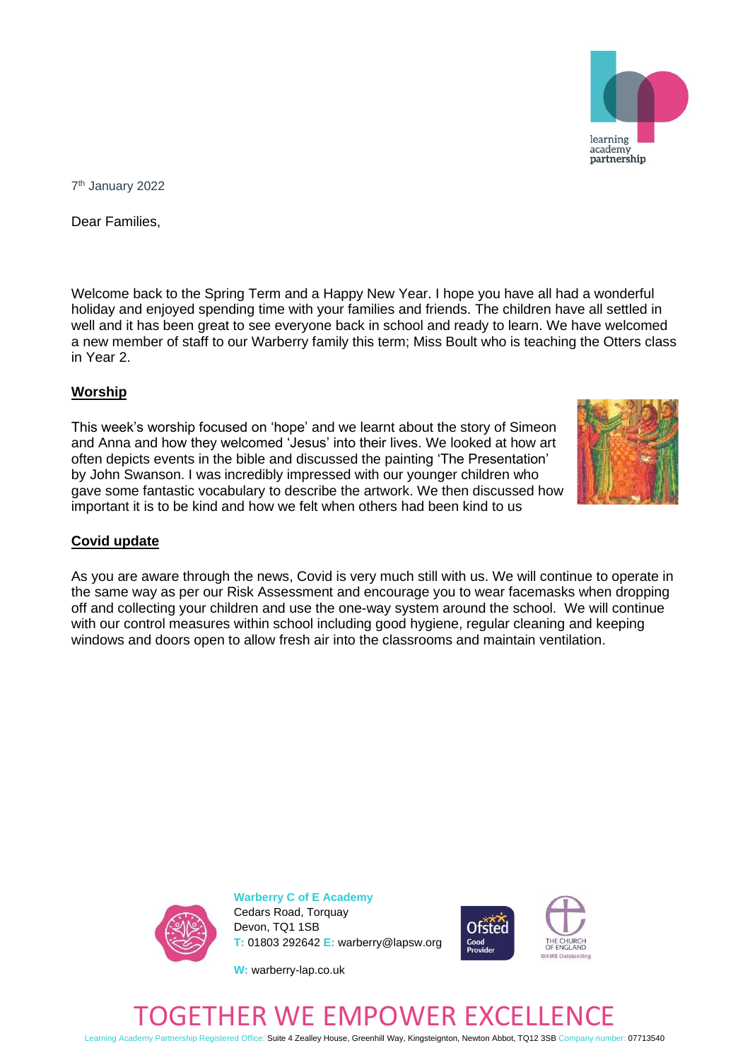7th January 2022

Dear Families,

Welcome back to the Spring Term and a Happy New Year. I hope you have all had a wonderful holiday and enjoyed spending time with your families and friends. The children have all settled in well and it has been great to see everyone back in school and ready to learn. We have welcomed a new member of staff to our Warberry family this term; Miss Boult who is teaching the Otters class in Year 2.

## Worship

This week's worship focused on 'hope' and we learnt about the story of Simeon and Anna and how they welcomed 'Jesus' into their lives. We looked at how art often depicts events in the bible and discussed the painting 'The Presentation' by John Swanson. I was incredibly impressed with our younger children who gave some fantastic vocabulary to describe the artwork. We then discussed how important it is to be kind and how we felt when others had been kind to us

## Covid update

As you are aware through the news, Covid is very much still with us. We will continue to operate in the same way as per our Risk Assessment and encourage you to wear facemasks when dropping off and collecting your children and use the one-way system around the school. We will continue with our control measures within school including good hygiene, regular cleaning and keeping windows and doors open to allow fresh air into the classrooms and maintain ventilation.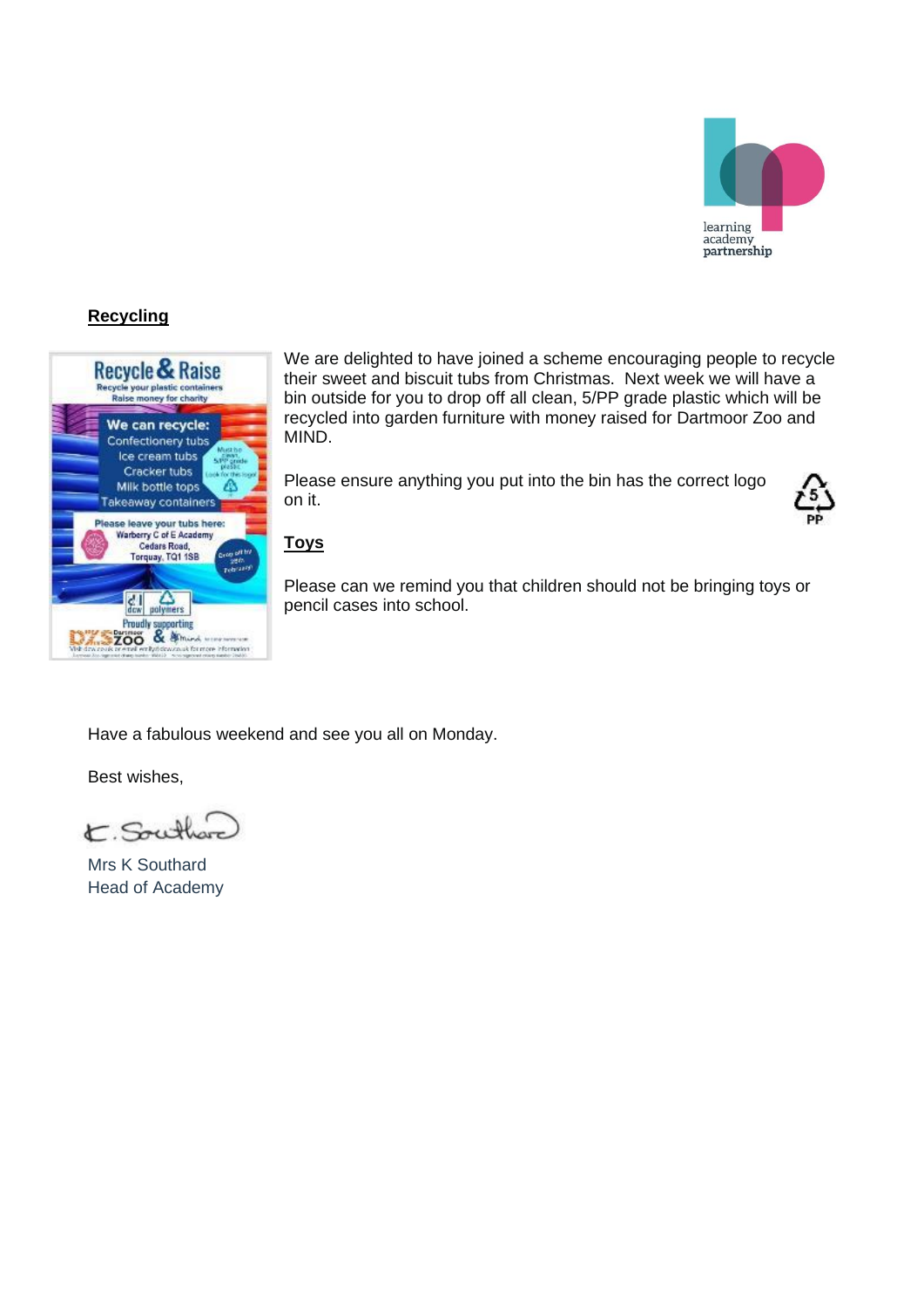## Recycling

We are delighted to have joined a scheme encouraging people to recycle their sweet and biscuit tubs from Christmas. Next week we will have a bin outside for you to drop off all clean, 5/PP grade plastic which will be recycled into garden furniture with money raised for Dartmoor Zoo and MIND.

Please ensure anything you put into the bin has the correct logo on it.

## Toys

Please can we remind you that children should not be bringing toys or pencil cases into school.

Have a fabulous weekend and see you all on Monday.

Best wishes,

Mrs K Southard
Head of Academy